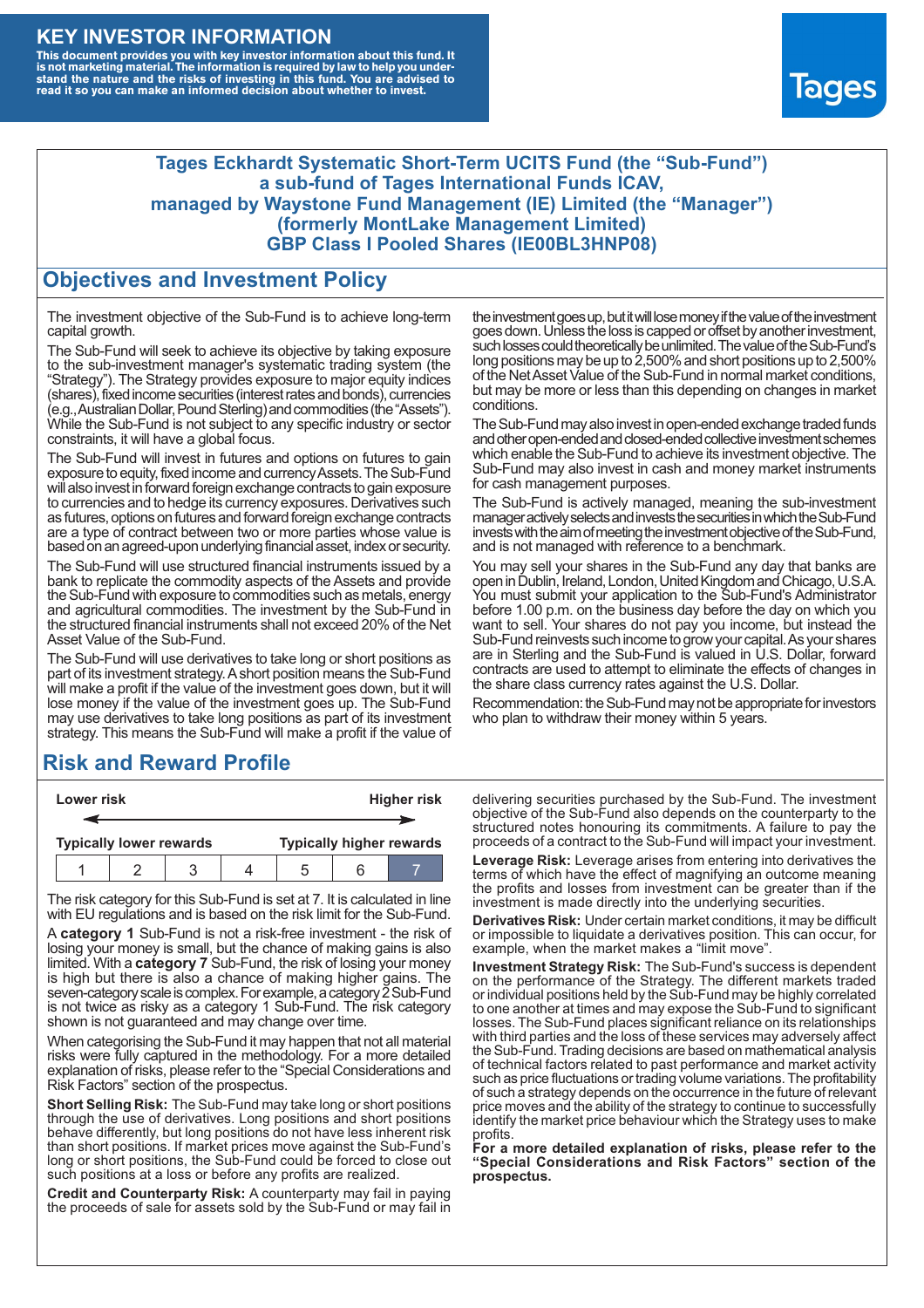# KEY INVESTOR INFORMATION

**This document provides you with key investor information about this fund. It is not marketing material. The information is required by law to help you understand the nature and the risks of investing in this fund. You are advised to read it so you can make an informed decision about whether to invest.**

Tages

## Tages Eckhardt Systematic Short-Term UCITS Fund (the "Sub-Fund") a sub-fund of Tages International Funds ICAV, managed by Waystone Fund Management (IE) Limited (the "Manager") (formerly MontLake Management Limited) GBP Class I Pooled Shares (IE00BL3HNP08)

## Objectives and Investment Policy

The investment objective of the Sub-Fund is to achieve long-term capital growth.

The Sub-Fund will seek to achieve its objective by taking exposure to the sub-investment manager's systematic trading system (the "Strategy"). The Strategy provides exposure to major equity indices (shares), fixed income securities (interest rates and bonds), currencies (e.g., Australian Dollar, Pound Sterling) and commodities (the "Assets"). While the Sub-Fund is not subject to any specific industry or sector constraints, it will have a global focus.

The Sub-Fund will invest in futures and options on futures to gain exposure to equity, fixed income and currency Assets. The Sub-Fund will also invest in forward foreign exchange contracts to gain exposure to currencies and to hedge its currency exposures. Derivatives such as futures, options on futures and forward foreign exchange contracts are a type of contract between two or more parties whose value is based on an agreed-upon underlying financial asset, index or security.

The Sub-Fund will use structured financial instruments issued by a bank to replicate the commodity aspects of the Assets and provide the Sub-Fund with exposure to commodities such as metals, energy and agricultural commodities. The investment by the Sub-Fund in the structured financial instruments shall not exceed 20% of the Net Asset Value of the Sub-Fund.

The Sub-Fund will use derivatives to take long or short positions as part of its investment strategy. A short position means the Sub-Fund will make a profit if the value of the investment goes down, but it will lose money if the value of the investment goes up. The Sub-Fund may use derivatives to take long positions as part of its investment strategy. This means the Sub-Fund will make a profit if the value of the investment goes up, but it will lose money if the value of the investment goes down. Unless the loss is capped or offset by another investment, such losses could theoretically be unlimited. The value of the Sub-Fund's long positions may be up to 2,500% and short positions up to 2,500% of the Net Asset Value of the Sub-Fund in normal market conditions, but may be more or less than this depending on changes in market conditions.

The Sub-Fund may also invest in open-ended exchange traded funds and other open-ended and closed-ended collective investment schemes which enable the Sub-Fund to achieve its investment objective. The Sub-Fund may also invest in cash and money market instruments for cash management purposes.

The Sub-Fund is actively managed, meaning the sub-investment manager actively selects and invests the securities in which the Sub-Fund invests with the aim of meeting the investment objective of the Sub-Fund, and is not managed with reference to a benchmark.

You may sell your shares in the Sub-Fund any day that banks are open in Dublin, Ireland, London, United Kingdom and Chicago, U.S.A. You must submit your application to the Sub-Fund's Administrator before 1.00 p.m. on the business day before the day on which you want to sell. Your shares do not pay you income, but instead the Sub-Fund reinvests such income to grow your capital. As your shares are in Sterling and the Sub-Fund is valued in U.S. Dollar, forward contracts are used to attempt to eliminate the effects of changes in the share class currency rates against the U.S. Dollar.

Recommendation: the Sub-Fund may not be appropriate for investors who plan to withdraw their money within 5 years.

## Risk and Reward Profile

| Lower risk | | | | | | Higher risk |
|---|---|---|---|---|---|---|
| Typically lower rewards | | | | | | Typically higher rewards |
| 1 | 2 | 3 | 4 | 5 | 6 | **7** |

The risk category for this Sub-Fund is set at 7. It is calculated in line with EU regulations and is based on the risk limit for the Sub-Fund.

A **category 1** Sub-Fund is not a risk-free investment - the risk of losing your money is small, but the chance of making gains is also limited. With a **category 7** Sub-Fund, the risk of losing your money is high but there is also a chance of making higher gains. The seven-category scale is complex. For example, a category 2 Sub-Fund is not twice as risky as a category 1 Sub-Fund. The risk category shown is not guaranteed and may change over time.

When categorising the Sub-Fund it may happen that not all material risks were fully captured in the methodology. For a more detailed explanation of risks, please refer to the "Special Considerations and Risk Factors" section of the prospectus.

**Short Selling Risk:** The Sub-Fund may take long or short positions through the use of derivatives. Long positions and short positions behave differently, but long positions do not have less inherent risk than short positions. If market prices move against the Sub-Fund's long or short positions, the Sub-Fund could be forced to close out such positions at a loss or before any profits are realized.

**Credit and Counterparty Risk:** A counterparty may fail in paying the proceeds of sale for assets sold by the Sub-Fund or may fail in delivering securities purchased by the Sub-Fund. The investment objective of the Sub-Fund also depends on the counterparty to the structured notes honouring its commitments. A failure to pay the proceeds of a contract to the Sub-Fund will impact your investment.

**Leverage Risk:** Leverage arises from entering into derivatives the terms of which have the effect of magnifying an outcome meaning the profits and losses from investment can be greater than if the investment is made directly into the underlying securities.

**Derivatives Risk:** Under certain market conditions, it may be difficult or impossible to liquidate a derivatives position. This can occur, for example, when the market makes a "limit move".

**Investment Strategy Risk:** The Sub-Fund's success is dependent on the performance of the Strategy. The different markets traded or individual positions held by the Sub-Fund may be highly correlated to one another at times and may expose the Sub-Fund to significant losses. The Sub-Fund places significant reliance on its relationships with third parties and the loss of these services may adversely affect the Sub-Fund. Trading decisions are based on mathematical analysis of technical factors related to past performance and market activity such as price fluctuations or trading volume variations. The profitability of such a strategy depends on the occurrence in the future of relevant price moves and the ability of the strategy to continue to successfully identify the market price behaviour which the Strategy uses to make profits.

**For a more detailed explanation of risks, please refer to the "Special Considerations and Risk Factors" section of the prospectus.**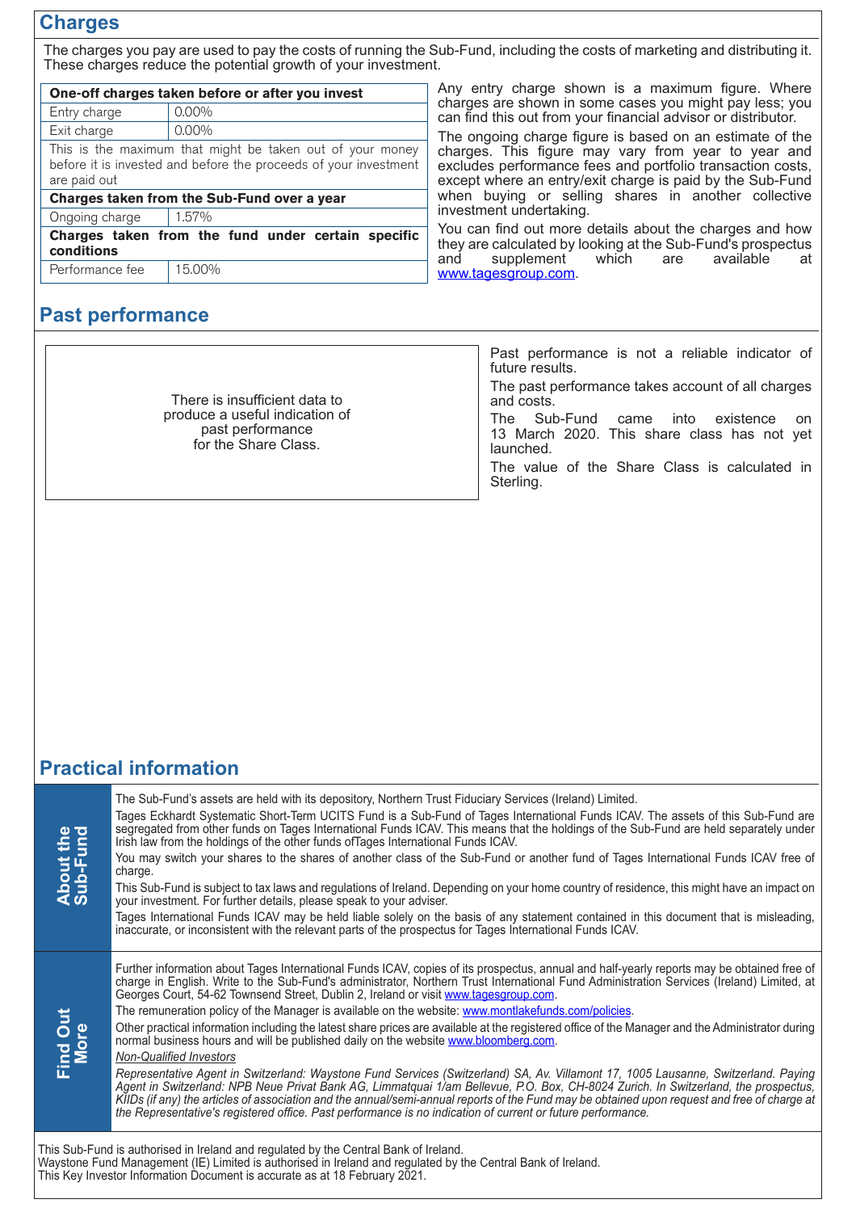## Charges

The charges you pay are used to pay the costs of running the Sub-Fund, including the costs of marketing and distributing it. These charges reduce the potential growth of your investment.

| **One-off charges taken before or after you invest** | |
|---|---|
| Entry charge | 0.00% |
| Exit charge | 0.00% |
| This is the maximum that might be taken out of your money before it is invested and before the proceeds of your investment are paid out | |
| **Charges taken from the Sub-Fund over a year** | |
| Ongoing charge | 1.57% |
| **Charges taken from the fund under certain specific conditions** | |
| Performance fee | 15.00% |

Any entry charge shown is a maximum figure. Where charges are shown in some cases you might pay less; you can find this out from your financial advisor or distributor.

The ongoing charge figure is based on an estimate of the charges. This figure may vary from year to year and excludes performance fees and portfolio transaction costs, except where an entry/exit charge is paid by the Sub-Fund when buying or selling shares in another collective investment undertaking.

You can find out more details about the charges and how they are calculated by looking at the Sub-Fund's prospectus and supplement which are available at www.tagesgroup.com.

## Past performance

There is insufficient data to produce a useful indication of past performance for the Share Class.

Past performance is not a reliable indicator of future results.

The past performance takes account of all charges and costs.

The Sub-Fund came into existence on 13 March 2020. This share class has not yet launched.

The value of the Share Class is calculated in Sterling.

## Practical information

### About the Sub-Fund

The Sub-Fund's assets are held with its depository, Northern Trust Fiduciary Services (Ireland) Limited.

Tages Eckhardt Systematic Short-Term UCITS Fund is a Sub-Fund of Tages International Funds ICAV. The assets of this Sub-Fund are segregated from other funds on Tages International Funds ICAV. This means that the holdings of the Sub-Fund are held separately under Irish law from the holdings of the other funds ofTages International Funds ICAV.

You may switch your shares to the shares of another class of the Sub-Fund or another fund of Tages International Funds ICAV free of charge.

This Sub-Fund is subject to tax laws and regulations of Ireland. Depending on your home country of residence, this might have an impact on your investment. For further details, please speak to your adviser.

Tages International Funds ICAV may be held liable solely on the basis of any statement contained in this document that is misleading, inaccurate, or inconsistent with the relevant parts of the prospectus for Tages International Funds ICAV.

### Find Out More

Further information about Tages International Funds ICAV, copies of its prospectus, annual and half-yearly reports may be obtained free of charge in English. Write to the Sub-Fund's administrator, Northern Trust International Fund Administration Services (Ireland) Limited, at Georges Court, 54-62 Townsend Street, Dublin 2, Ireland or visit www.tagesgroup.com.

The remuneration policy of the Manager is available on the website: www.montlakefunds.com/policies.

Other practical information including the latest share prices are available at the registered office of the Manager and the Administrator during normal business hours and will be published daily on the website www.bloomberg.com.

*Non-Qualified Investors*

*Representative Agent in Switzerland: Waystone Fund Services (Switzerland) SA, Av. Villamont 17, 1005 Lausanne, Switzerland. Paying Agent in Switzerland: NPB Neue Privat Bank AG, Limmatquai 1/am Bellevue, P.O. Box, CH-8024 Zurich. In Switzerland, the prospectus, KIIDs (if any) the articles of association and the annual/semi-annual reports of the Fund may be obtained upon request and free of charge at the Representative's registered office. Past performance is no indication of current or future performance.*

This Sub-Fund is authorised in Ireland and regulated by the Central Bank of Ireland.
Waystone Fund Management (IE) Limited is authorised in Ireland and regulated by the Central Bank of Ireland.
This Key Investor Information Document is accurate as at 18 February 2021.